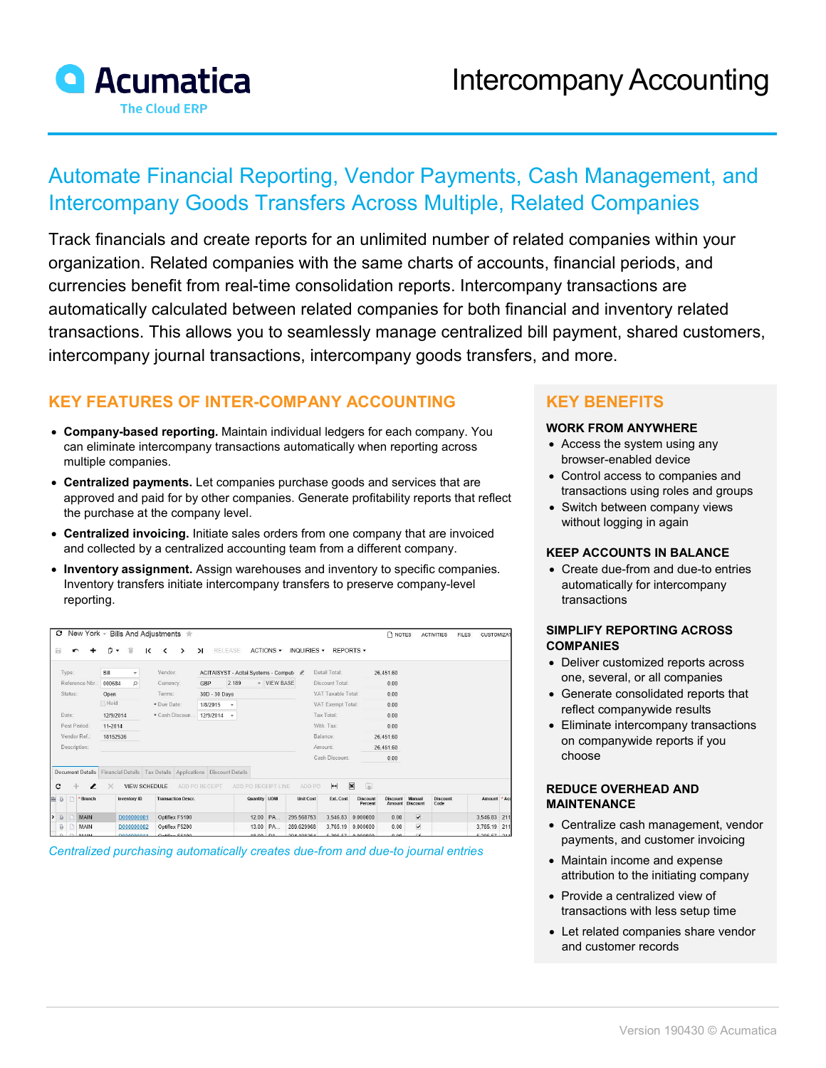# Intercompany Accounting

## Automate Financial Reporting, Vendor Payments, Cash Management, and Intercompany Goods Transfers Across Multiple, Related Companies

Track financials and create reports for an unlimited number of related companies within your organization. Related companies with the same charts of accounts, financial periods, and currencies benefit from real-time consolidation reports. Intercompany transactions are automatically calculated between related companies for both financial and inventory related transactions. This allows you to seamlessly manage centralized bill payment, shared customers, intercompany journal transactions, intercompany goods transfers, and more.

## KEY FEATURES OF INTER-COMPANY ACCOUNTING

- **Company-based reporting.** Maintain individual ledgers for each company. You can eliminate intercompany transactions automatically when reporting across multiple companies.
- **Centralized payments.** Let companies purchase goods and services that are approved and paid for by other companies. Generate profitability reports that reflect the purchase at the company level.
- **Centralized invoicing.** Initiate sales orders from one company that are invoiced and collected by a centralized accounting team from a different company.
- **Inventory assignment.** Assign warehouses and inventory to specific companies. Inventory transfers initiate intercompany transfers to preserve company-level reporting.

*Centralized purchasing automatically creates due-from and due-to journal entries*

## KEY BENEFITS

### WORK FROM ANYWHERE

- Access the system using any browser-enabled device
- Control access to companies and transactions using roles and groups
- Switch between company views without logging in again

### KEEP ACCOUNTS IN BALANCE

- Create due-from and due-to entries automatically for intercompany transactions

### SIMPLIFY REPORTING ACROSS COMPANIES

- Deliver customized reports across one, several, or all companies
- Generate consolidated reports that reflect companywide results
- Eliminate intercompany transactions on companywide reports if you choose

### REDUCE OVERHEAD AND MAINTENANCE

- Centralize cash management, vendor payments, and customer invoicing
- Maintain income and expense attribution to the initiating company
- Provide a centralized view of transactions with less setup time
- Let related companies share vendor and customer records

Version 190430 © Acumatica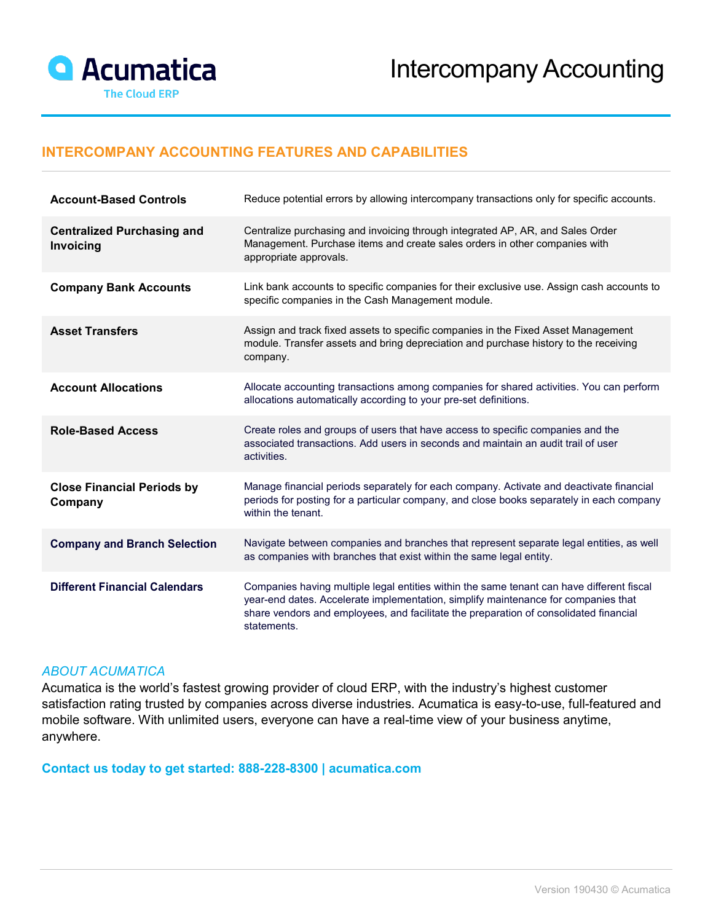# Intercompany Accounting

## INTERCOMPANY ACCOUNTING FEATURES AND CAPABILITIES

| | |
|---|---|
| **Account-Based Controls** | Reduce potential errors by allowing intercompany transactions only for specific accounts. |
| **Centralized Purchasing and Invoicing** | Centralize purchasing and invoicing through integrated AP, AR, and Sales Order Management. Purchase items and create sales orders in other companies with appropriate approvals. |
| **Company Bank Accounts** | Link bank accounts to specific companies for their exclusive use. Assign cash accounts to specific companies in the Cash Management module. |
| **Asset Transfers** | Assign and track fixed assets to specific companies in the Fixed Asset Management module. Transfer assets and bring depreciation and purchase history to the receiving company. |
| **Account Allocations** | Allocate accounting transactions among companies for shared activities. You can perform allocations automatically according to your pre-set definitions. |
| **Role-Based Access** | Create roles and groups of users that have access to specific companies and the associated transactions. Add users in seconds and maintain an audit trail of user activities. |
| **Close Financial Periods by Company** | Manage financial periods separately for each company. Activate and deactivate financial periods for posting for a particular company, and close books separately in each company within the tenant. |
| **Company and Branch Selection** | Navigate between companies and branches that represent separate legal entities, as well as companies with branches that exist within the same legal entity. |
| **Different Financial Calendars** | Companies having multiple legal entities within the same tenant can have different fiscal year-end dates. Accelerate implementation, simplify maintenance for companies that share vendors and employees, and facilitate the preparation of consolidated financial statements. |

*ABOUT ACUMATICA*

Acumatica is the world's fastest growing provider of cloud ERP, with the industry's highest customer satisfaction rating trusted by companies across diverse industries. Acumatica is easy-to-use, full-featured and mobile software. With unlimited users, everyone can have a real-time view of your business anytime, anywhere.

**Contact us today to get started: 888-228-8300 | acumatica.com**

Version 190430 © Acumatica